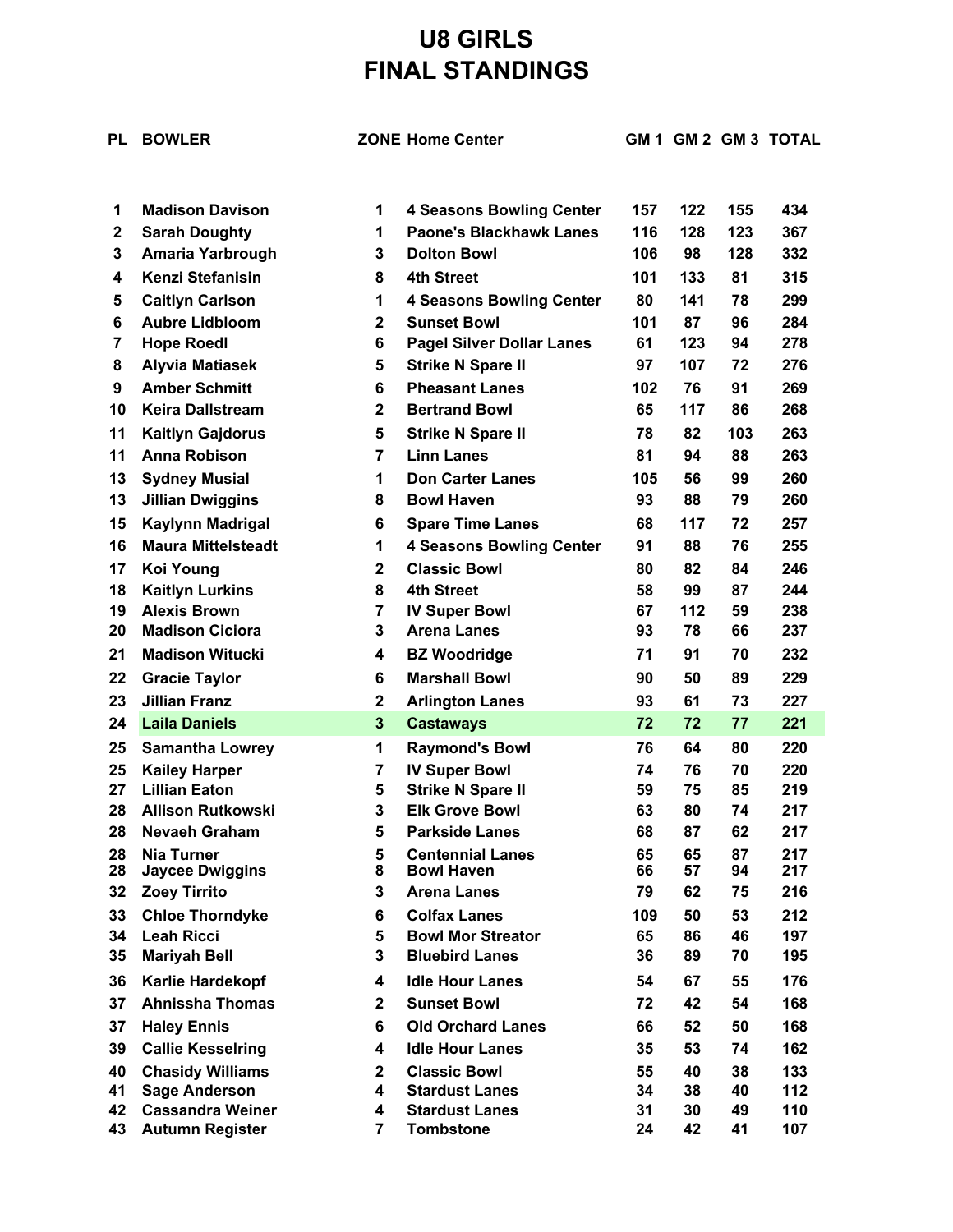# U8 GIRLS
# FINAL STANDINGS

| PL | BOWLER | ZONE | Home Center | GM 1 | GM 2 | GM 3 | TOTAL |
|---|---|---|---|---|---|---|---|
| 1 | Madison Davison | 1 | 4 Seasons Bowling Center | 157 | 122 | 155 | 434 |
| 2 | Sarah Doughty | 1 | Paone's Blackhawk Lanes | 116 | 128 | 123 | 367 |
| 3 | Amaria Yarbrough | 3 | Dolton Bowl | 106 | 98 | 128 | 332 |
| 4 | Kenzi Stefanisin | 8 | 4th Street | 101 | 133 | 81 | 315 |
| 5 | Caitlyn Carlson | 1 | 4 Seasons Bowling Center | 80 | 141 | 78 | 299 |
| 6 | Aubre Lidbloom | 2 | Sunset Bowl | 101 | 87 | 96 | 284 |
| 7 | Hope Roedl | 6 | Pagel Silver Dollar Lanes | 61 | 123 | 94 | 278 |
| 8 | Alyvia Matiasek | 5 | Strike N Spare II | 97 | 107 | 72 | 276 |
| 9 | Amber Schmitt | 6 | Pheasant Lanes | 102 | 76 | 91 | 269 |
| 10 | Keira Dallstream | 2 | Bertrand Bowl | 65 | 117 | 86 | 268 |
| 11 | Kaitlyn Gajdorus | 5 | Strike N Spare II | 78 | 82 | 103 | 263 |
| 11 | Anna Robison | 7 | Linn Lanes | 81 | 94 | 88 | 263 |
| 13 | Sydney Musial | 1 | Don Carter Lanes | 105 | 56 | 99 | 260 |
| 13 | Jillian Dwiggins | 8 | Bowl Haven | 93 | 88 | 79 | 260 |
| 15 | Kaylynn Madrigal | 6 | Spare Time Lanes | 68 | 117 | 72 | 257 |
| 16 | Maura Mittelsteadt | 1 | 4 Seasons Bowling Center | 91 | 88 | 76 | 255 |
| 17 | Koi Young | 2 | Classic Bowl | 80 | 82 | 84 | 246 |
| 18 | Kaitlyn Lurkins | 8 | 4th Street | 58 | 99 | 87 | 244 |
| 19 | Alexis Brown | 7 | IV Super Bowl | 67 | 112 | 59 | 238 |
| 20 | Madison Ciciora | 3 | Arena Lanes | 93 | 78 | 66 | 237 |
| 21 | Madison Witucki | 4 | BZ Woodridge | 71 | 91 | 70 | 232 |
| 22 | Gracie Taylor | 6 | Marshall Bowl | 90 | 50 | 89 | 229 |
| 23 | Jillian Franz | 2 | Arlington Lanes | 93 | 61 | 73 | 227 |
| 24 | Laila Daniels | 3 | Castaways | 72 | 72 | 77 | 221 |
| 25 | Samantha Lowrey | 1 | Raymond's Bowl | 76 | 64 | 80 | 220 |
| 25 | Kailey Harper | 7 | IV Super Bowl | 74 | 76 | 70 | 220 |
| 27 | Lillian Eaton | 5 | Strike N Spare II | 59 | 75 | 85 | 219 |
| 28 | Allison Rutkowski | 3 | Elk Grove Bowl | 63 | 80 | 74 | 217 |
| 28 | Nevaeh Graham | 5 | Parkside Lanes | 68 | 87 | 62 | 217 |
| 28 | Nia Turner | 5 | Centennial Lanes | 65 | 65 | 87 | 217 |
| 28 | Jaycee Dwiggins | 8 | Bowl Haven | 66 | 57 | 94 | 217 |
| 32 | Zoey Tirrito | 3 | Arena Lanes | 79 | 62 | 75 | 216 |
| 33 | Chloe Thorndyke | 6 | Colfax Lanes | 109 | 50 | 53 | 212 |
| 34 | Leah Ricci | 5 | Bowl Mor Streator | 65 | 86 | 46 | 197 |
| 35 | Mariyah Bell | 3 | Bluebird Lanes | 36 | 89 | 70 | 195 |
| 36 | Karlie Hardekopf | 4 | Idle Hour Lanes | 54 | 67 | 55 | 176 |
| 37 | Ahnissha Thomas | 2 | Sunset Bowl | 72 | 42 | 54 | 168 |
| 37 | Haley Ennis | 6 | Old Orchard Lanes | 66 | 52 | 50 | 168 |
| 39 | Callie Kesselring | 4 | Idle Hour Lanes | 35 | 53 | 74 | 162 |
| 40 | Chasidy Williams | 2 | Classic Bowl | 55 | 40 | 38 | 133 |
| 41 | Sage Anderson | 4 | Stardust Lanes | 34 | 38 | 40 | 112 |
| 42 | Cassandra Weiner | 4 | Stardust Lanes | 31 | 30 | 49 | 110 |
| 43 | Autumn Register | 7 | Tombstone | 24 | 42 | 41 | 107 |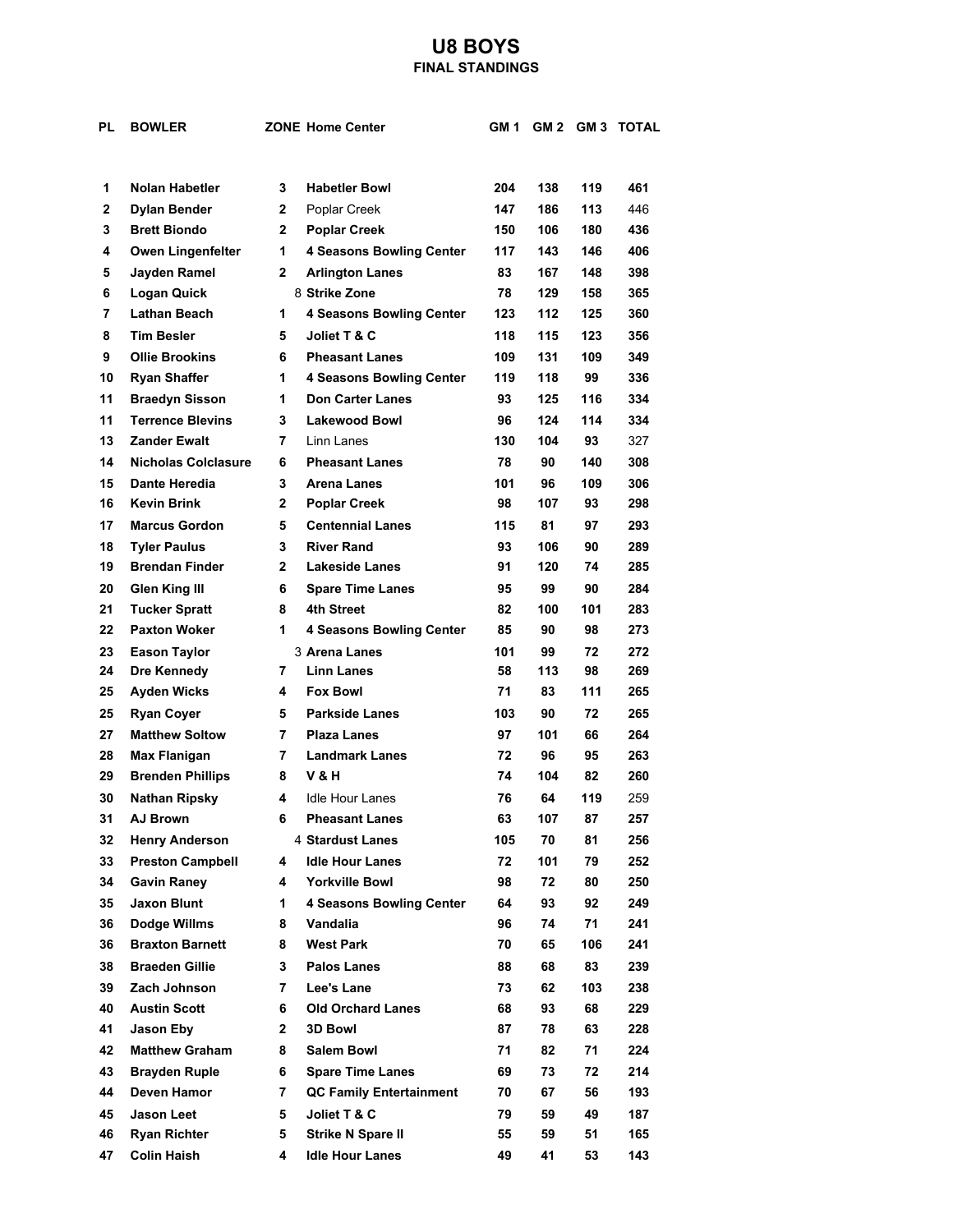# U8 BOYS

### FINAL STANDINGS

| PL | BOWLER | ZONE | Home Center | GM 1 | GM 2 | GM 3 | TOTAL |
|---|---|---|---|---|---|---|---|
| 1 | Nolan Habetler | 3 | Habetler Bowl | 204 | 138 | 119 | 461 |
| 2 | Dylan Bender | 2 | Poplar Creek | 147 | 186 | 113 | 446 |
| 3 | Brett Biondo | 2 | Poplar Creek | 150 | 106 | 180 | 436 |
| 4 | Owen Lingenfelter | 1 | 4 Seasons Bowling Center | 117 | 143 | 146 | 406 |
| 5 | Jayden Ramel | 2 | Arlington Lanes | 83 | 167 | 148 | 398 |
| 6 | Logan Quick | 8 | Strike Zone | 78 | 129 | 158 | 365 |
| 7 | Lathan Beach | 1 | 4 Seasons Bowling Center | 123 | 112 | 125 | 360 |
| 8 | Tim Besler | 5 | Joliet T & C | 118 | 115 | 123 | 356 |
| 9 | Ollie Brookins | 6 | Pheasant Lanes | 109 | 131 | 109 | 349 |
| 10 | Ryan Shaffer | 1 | 4 Seasons Bowling Center | 119 | 118 | 99 | 336 |
| 11 | Braedyn Sisson | 1 | Don Carter Lanes | 93 | 125 | 116 | 334 |
| 11 | Terrence Blevins | 3 | Lakewood Bowl | 96 | 124 | 114 | 334 |
| 13 | Zander Ewalt | 7 | Linn Lanes | 130 | 104 | 93 | 327 |
| 14 | Nicholas Colclasure | 6 | Pheasant Lanes | 78 | 90 | 140 | 308 |
| 15 | Dante Heredia | 3 | Arena Lanes | 101 | 96 | 109 | 306 |
| 16 | Kevin Brink | 2 | Poplar Creek | 98 | 107 | 93 | 298 |
| 17 | Marcus Gordon | 5 | Centennial Lanes | 115 | 81 | 97 | 293 |
| 18 | Tyler Paulus | 3 | River Rand | 93 | 106 | 90 | 289 |
| 19 | Brendan Finder | 2 | Lakeside Lanes | 91 | 120 | 74 | 285 |
| 20 | Glen King III | 6 | Spare Time Lanes | 95 | 99 | 90 | 284 |
| 21 | Tucker Spratt | 8 | 4th Street | 82 | 100 | 101 | 283 |
| 22 | Paxton Woker | 1 | 4 Seasons Bowling Center | 85 | 90 | 98 | 273 |
| 23 | Eason Taylor | 3 | Arena Lanes | 101 | 99 | 72 | 272 |
| 24 | Dre Kennedy | 7 | Linn Lanes | 58 | 113 | 98 | 269 |
| 25 | Ayden Wicks | 4 | Fox Bowl | 71 | 83 | 111 | 265 |
| 25 | Ryan Coyer | 5 | Parkside Lanes | 103 | 90 | 72 | 265 |
| 27 | Matthew Soltow | 7 | Plaza Lanes | 97 | 101 | 66 | 264 |
| 28 | Max Flanigan | 7 | Landmark Lanes | 72 | 96 | 95 | 263 |
| 29 | Brenden Phillips | 8 | V & H | 74 | 104 | 82 | 260 |
| 30 | Nathan Ripsky | 4 | Idle Hour Lanes | 76 | 64 | 119 | 259 |
| 31 | AJ Brown | 6 | Pheasant Lanes | 63 | 107 | 87 | 257 |
| 32 | Henry Anderson | 4 | Stardust Lanes | 105 | 70 | 81 | 256 |
| 33 | Preston Campbell | 4 | Idle Hour Lanes | 72 | 101 | 79 | 252 |
| 34 | Gavin Raney | 4 | Yorkville Bowl | 98 | 72 | 80 | 250 |
| 35 | Jaxon Blunt | 1 | 4 Seasons Bowling Center | 64 | 93 | 92 | 249 |
| 36 | Dodge Willms | 8 | Vandalia | 96 | 74 | 71 | 241 |
| 36 | Braxton Barnett | 8 | West Park | 70 | 65 | 106 | 241 |
| 38 | Braeden Gillie | 3 | Palos Lanes | 88 | 68 | 83 | 239 |
| 39 | Zach Johnson | 7 | Lee's Lane | 73 | 62 | 103 | 238 |
| 40 | Austin Scott | 6 | Old Orchard Lanes | 68 | 93 | 68 | 229 |
| 41 | Jason Eby | 2 | 3D Bowl | 87 | 78 | 63 | 228 |
| 42 | Matthew Graham | 8 | Salem Bowl | 71 | 82 | 71 | 224 |
| 43 | Brayden Ruple | 6 | Spare Time Lanes | 69 | 73 | 72 | 214 |
| 44 | Deven Hamor | 7 | QC Family Entertainment | 70 | 67 | 56 | 193 |
| 45 | Jason Leet | 5 | Joliet T & C | 79 | 59 | 49 | 187 |
| 46 | Ryan Richter | 5 | Strike N Spare II | 55 | 59 | 51 | 165 |
| 47 | Colin Haish | 4 | Idle Hour Lanes | 49 | 41 | 53 | 143 |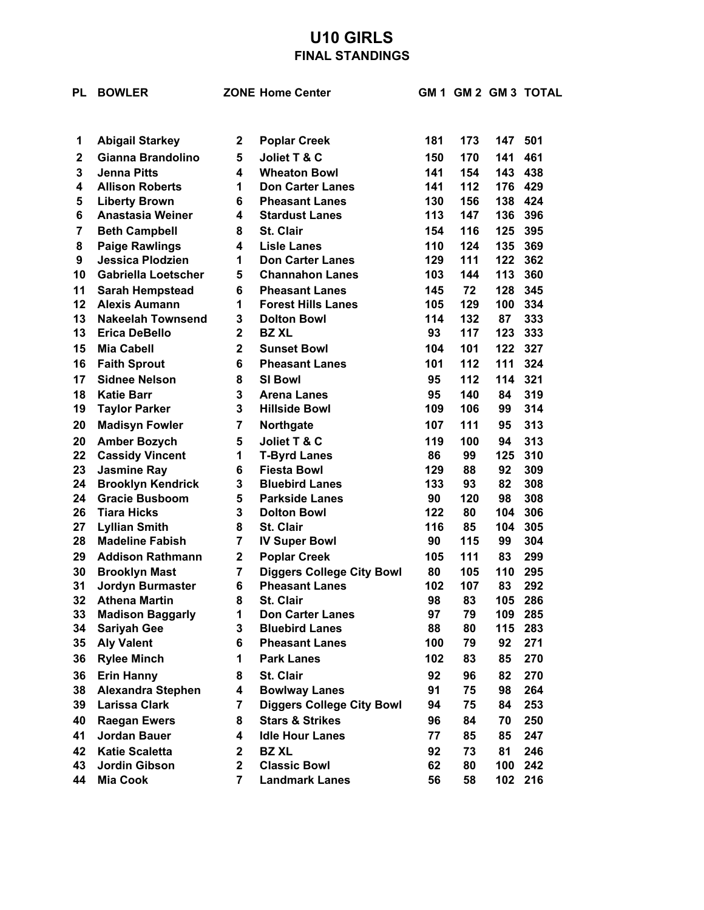# U10 GIRLS

## FINAL STANDINGS

| PL | BOWLER | ZONE | Home Center | GM 1 | GM 2 | GM 3 | TOTAL |
|---|---|---|---|---|---|---|---|
| 1 | Abigail Starkey | 2 | Poplar Creek | 181 | 173 | 147 | 501 |
| 2 | Gianna Brandolino | 5 | Joliet T & C | 150 | 170 | 141 | 461 |
| 3 | Jenna Pitts | 4 | Wheaton Bowl | 141 | 154 | 143 | 438 |
| 4 | Allison Roberts | 1 | Don Carter Lanes | 141 | 112 | 176 | 429 |
| 5 | Liberty Brown | 6 | Pheasant Lanes | 130 | 156 | 138 | 424 |
| 6 | Anastasia Weiner | 4 | Stardust Lanes | 113 | 147 | 136 | 396 |
| 7 | Beth Campbell | 8 | St. Clair | 154 | 116 | 125 | 395 |
| 8 | Paige Rawlings | 4 | Lisle Lanes | 110 | 124 | 135 | 369 |
| 9 | Jessica Plodzien | 1 | Don Carter Lanes | 129 | 111 | 122 | 362 |
| 10 | Gabriella Loetscher | 5 | Channahon Lanes | 103 | 144 | 113 | 360 |
| 11 | Sarah Hempstead | 6 | Pheasant Lanes | 145 | 72 | 128 | 345 |
| 12 | Alexis Aumann | 1 | Forest Hills Lanes | 105 | 129 | 100 | 334 |
| 13 | Nakeelah Townsend | 3 | Dolton Bowl | 114 | 132 | 87 | 333 |
| 13 | Erica DeBello | 2 | BZ XL | 93 | 117 | 123 | 333 |
| 15 | Mia Cabell | 2 | Sunset Bowl | 104 | 101 | 122 | 327 |
| 16 | Faith Sprout | 6 | Pheasant Lanes | 101 | 112 | 111 | 324 |
| 17 | Sidnee Nelson | 8 | SI Bowl | 95 | 112 | 114 | 321 |
| 18 | Katie Barr | 3 | Arena Lanes | 95 | 140 | 84 | 319 |
| 19 | Taylor Parker | 3 | Hillside Bowl | 109 | 106 | 99 | 314 |
| 20 | Madisyn Fowler | 7 | Northgate | 107 | 111 | 95 | 313 |
| 20 | Amber Bozych | 5 | Joliet T & C | 119 | 100 | 94 | 313 |
| 22 | Cassidy Vincent | 1 | T-Byrd Lanes | 86 | 99 | 125 | 310 |
| 23 | Jasmine Ray | 6 | Fiesta Bowl | 129 | 88 | 92 | 309 |
| 24 | Brooklyn Kendrick | 3 | Bluebird Lanes | 133 | 93 | 82 | 308 |
| 24 | Gracie Busboom | 5 | Parkside Lanes | 90 | 120 | 98 | 308 |
| 26 | Tiara Hicks | 3 | Dolton Bowl | 122 | 80 | 104 | 306 |
| 27 | Lyllian Smith | 8 | St. Clair | 116 | 85 | 104 | 305 |
| 28 | Madeline Fabish | 7 | IV Super Bowl | 90 | 115 | 99 | 304 |
| 29 | Addison Rathmann | 2 | Poplar Creek | 105 | 111 | 83 | 299 |
| 30 | Brooklyn Mast | 7 | Diggers College City Bowl | 80 | 105 | 110 | 295 |
| 31 | Jordyn Burmaster | 6 | Pheasant Lanes | 102 | 107 | 83 | 292 |
| 32 | Athena Martin | 8 | St. Clair | 98 | 83 | 105 | 286 |
| 33 | Madison Baggarly | 1 | Don Carter Lanes | 97 | 79 | 109 | 285 |
| 34 | Sariyah Gee | 3 | Bluebird Lanes | 88 | 80 | 115 | 283 |
| 35 | Aly Valent | 6 | Pheasant Lanes | 100 | 79 | 92 | 271 |
| 36 | Rylee Minch | 1 | Park Lanes | 102 | 83 | 85 | 270 |
| 36 | Erin Hanny | 8 | St. Clair | 92 | 96 | 82 | 270 |
| 38 | Alexandra Stephen | 4 | Bowlway Lanes | 91 | 75 | 98 | 264 |
| 39 | Larissa Clark | 7 | Diggers College City Bowl | 94 | 75 | 84 | 253 |
| 40 | Raegan Ewers | 8 | Stars & Strikes | 96 | 84 | 70 | 250 |
| 41 | Jordan Bauer | 4 | Idle Hour Lanes | 77 | 85 | 85 | 247 |
| 42 | Katie Scaletta | 2 | BZ XL | 92 | 73 | 81 | 246 |
| 43 | Jordin Gibson | 2 | Classic Bowl | 62 | 80 | 100 | 242 |
| 44 | Mia Cook | 7 | Landmark Lanes | 56 | 58 | 102 | 216 |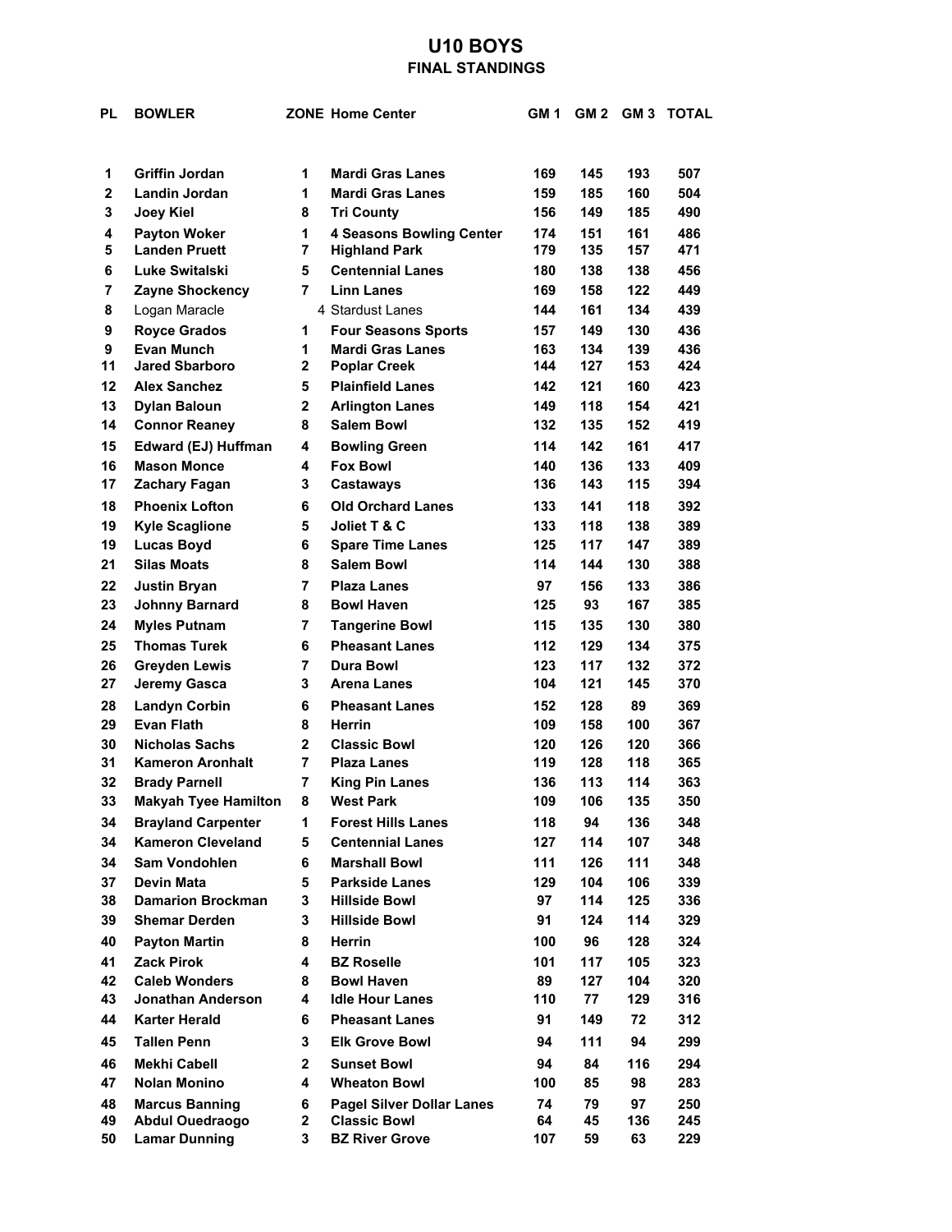# U10 BOYS

## FINAL STANDINGS

| PL | BOWLER | ZONE | Home Center | GM 1 | GM 2 | GM 3 | TOTAL |
|---|---|---|---|---|---|---|---|
| 1 | Griffin Jordan | 1 | Mardi Gras Lanes | 169 | 145 | 193 | 507 |
| 2 | Landin Jordan | 1 | Mardi Gras Lanes | 159 | 185 | 160 | 504 |
| 3 | Joey Kiel | 8 | Tri County | 156 | 149 | 185 | 490 |
| 4 | Payton Woker | 1 | 4 Seasons Bowling Center | 174 | 151 | 161 | 486 |
| 5 | Landen Pruett | 7 | Highland Park | 179 | 135 | 157 | 471 |
| 6 | Luke Switalski | 5 | Centennial Lanes | 180 | 138 | 138 | 456 |
| 7 | Zayne Shockency | 7 | Linn Lanes | 169 | 158 | 122 | 449 |
| 8 | Logan Maracle | 4 | Stardust Lanes | 144 | 161 | 134 | 439 |
| 9 | Royce Grados | 1 | Four Seasons Sports | 157 | 149 | 130 | 436 |
| 9 | Evan Munch | 1 | Mardi Gras Lanes | 163 | 134 | 139 | 436 |
| 11 | Jared Sbarboro | 2 | Poplar Creek | 144 | 127 | 153 | 424 |
| 12 | Alex Sanchez | 5 | Plainfield Lanes | 142 | 121 | 160 | 423 |
| 13 | Dylan Baloun | 2 | Arlington Lanes | 149 | 118 | 154 | 421 |
| 14 | Connor Reaney | 8 | Salem Bowl | 132 | 135 | 152 | 419 |
| 15 | Edward (EJ) Huffman | 4 | Bowling Green | 114 | 142 | 161 | 417 |
| 16 | Mason Monce | 4 | Fox Bowl | 140 | 136 | 133 | 409 |
| 17 | Zachary Fagan | 3 | Castaways | 136 | 143 | 115 | 394 |
| 18 | Phoenix Lofton | 6 | Old Orchard Lanes | 133 | 141 | 118 | 392 |
| 19 | Kyle Scaglione | 5 | Joliet T & C | 133 | 118 | 138 | 389 |
| 19 | Lucas Boyd | 6 | Spare Time Lanes | 125 | 117 | 147 | 389 |
| 21 | Silas Moats | 8 | Salem Bowl | 114 | 144 | 130 | 388 |
| 22 | Justin Bryan | 7 | Plaza Lanes | 97 | 156 | 133 | 386 |
| 23 | Johnny Barnard | 8 | Bowl Haven | 125 | 93 | 167 | 385 |
| 24 | Myles Putnam | 7 | Tangerine Bowl | 115 | 135 | 130 | 380 |
| 25 | Thomas Turek | 6 | Pheasant Lanes | 112 | 129 | 134 | 375 |
| 26 | Greyden Lewis | 7 | Dura Bowl | 123 | 117 | 132 | 372 |
| 27 | Jeremy Gasca | 3 | Arena Lanes | 104 | 121 | 145 | 370 |
| 28 | Landyn Corbin | 6 | Pheasant Lanes | 152 | 128 | 89 | 369 |
| 29 | Evan Flath | 8 | Herrin | 109 | 158 | 100 | 367 |
| 30 | Nicholas Sachs | 2 | Classic Bowl | 120 | 126 | 120 | 366 |
| 31 | Kameron Aronhalt | 7 | Plaza Lanes | 119 | 128 | 118 | 365 |
| 32 | Brady Parnell | 7 | King Pin Lanes | 136 | 113 | 114 | 363 |
| 33 | Makyah Tyee Hamilton | 8 | West Park | 109 | 106 | 135 | 350 |
| 34 | Brayland Carpenter | 1 | Forest Hills Lanes | 118 | 94 | 136 | 348 |
| 34 | Kameron Cleveland | 5 | Centennial Lanes | 127 | 114 | 107 | 348 |
| 34 | Sam Vondohlen | 6 | Marshall Bowl | 111 | 126 | 111 | 348 |
| 37 | Devin Mata | 5 | Parkside Lanes | 129 | 104 | 106 | 339 |
| 38 | Damarion Brockman | 3 | Hillside Bowl | 97 | 114 | 125 | 336 |
| 39 | Shemar Derden | 3 | Hillside Bowl | 91 | 124 | 114 | 329 |
| 40 | Payton Martin | 8 | Herrin | 100 | 96 | 128 | 324 |
| 41 | Zack Pirok | 4 | BZ Roselle | 101 | 117 | 105 | 323 |
| 42 | Caleb Wonders | 8 | Bowl Haven | 89 | 127 | 104 | 320 |
| 43 | Jonathan Anderson | 4 | Idle Hour Lanes | 110 | 77 | 129 | 316 |
| 44 | Karter Herald | 6 | Pheasant Lanes | 91 | 149 | 72 | 312 |
| 45 | Tallen Penn | 3 | Elk Grove Bowl | 94 | 111 | 94 | 299 |
| 46 | Mekhi Cabell | 2 | Sunset Bowl | 94 | 84 | 116 | 294 |
| 47 | Nolan Monino | 4 | Wheaton Bowl | 100 | 85 | 98 | 283 |
| 48 | Marcus Banning | 6 | Pagel Silver Dollar Lanes | 74 | 79 | 97 | 250 |
| 49 | Abdul Ouedraogo | 2 | Classic Bowl | 64 | 45 | 136 | 245 |
| 50 | Lamar Dunning | 3 | BZ River Grove | 107 | 59 | 63 | 229 |